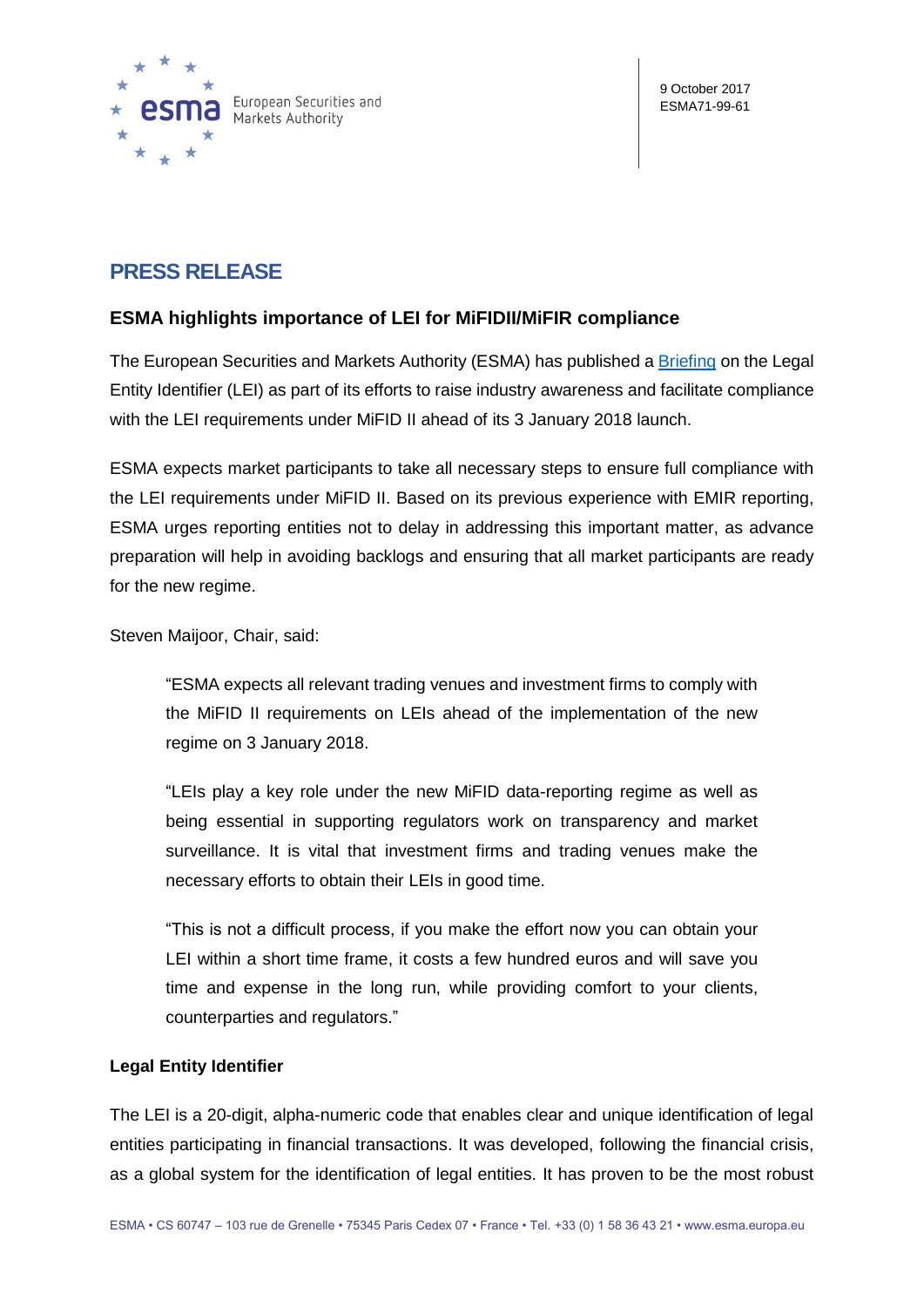9 October 2017
ESMA71-99-61

# PRESS RELEASE

## ESMA highlights importance of LEI for MiFIDII/MiFIR compliance

The European Securities and Markets Authority (ESMA) has published a [Briefing] on the Legal Entity Identifier (LEI) as part of its efforts to raise industry awareness and facilitate compliance with the LEI requirements under MiFID II ahead of its 3 January 2018 launch.

ESMA expects market participants to take all necessary steps to ensure full compliance with the LEI requirements under MiFID II. Based on its previous experience with EMIR reporting, ESMA urges reporting entities not to delay in addressing this important matter, as advance preparation will help in avoiding backlogs and ensuring that all market participants are ready for the new regime.

Steven Maijoor, Chair, said:

> "ESMA expects all relevant trading venues and investment firms to comply with the MiFID II requirements on LEIs ahead of the implementation of the new regime on 3 January 2018.
>
> "LEIs play a key role under the new MiFID data-reporting regime as well as being essential in supporting regulators work on transparency and market surveillance. It is vital that investment firms and trading venues make the necessary efforts to obtain their LEIs in good time.
>
> "This is not a difficult process, if you make the effort now you can obtain your LEI within a short time frame, it costs a few hundred euros and will save you time and expense in the long run, while providing comfort to your clients, counterparties and regulators."

### Legal Entity Identifier

The LEI is a 20-digit, alpha-numeric code that enables clear and unique identification of legal entities participating in financial transactions. It was developed, following the financial crisis, as a global system for the identification of legal entities. It has proven to be the most robust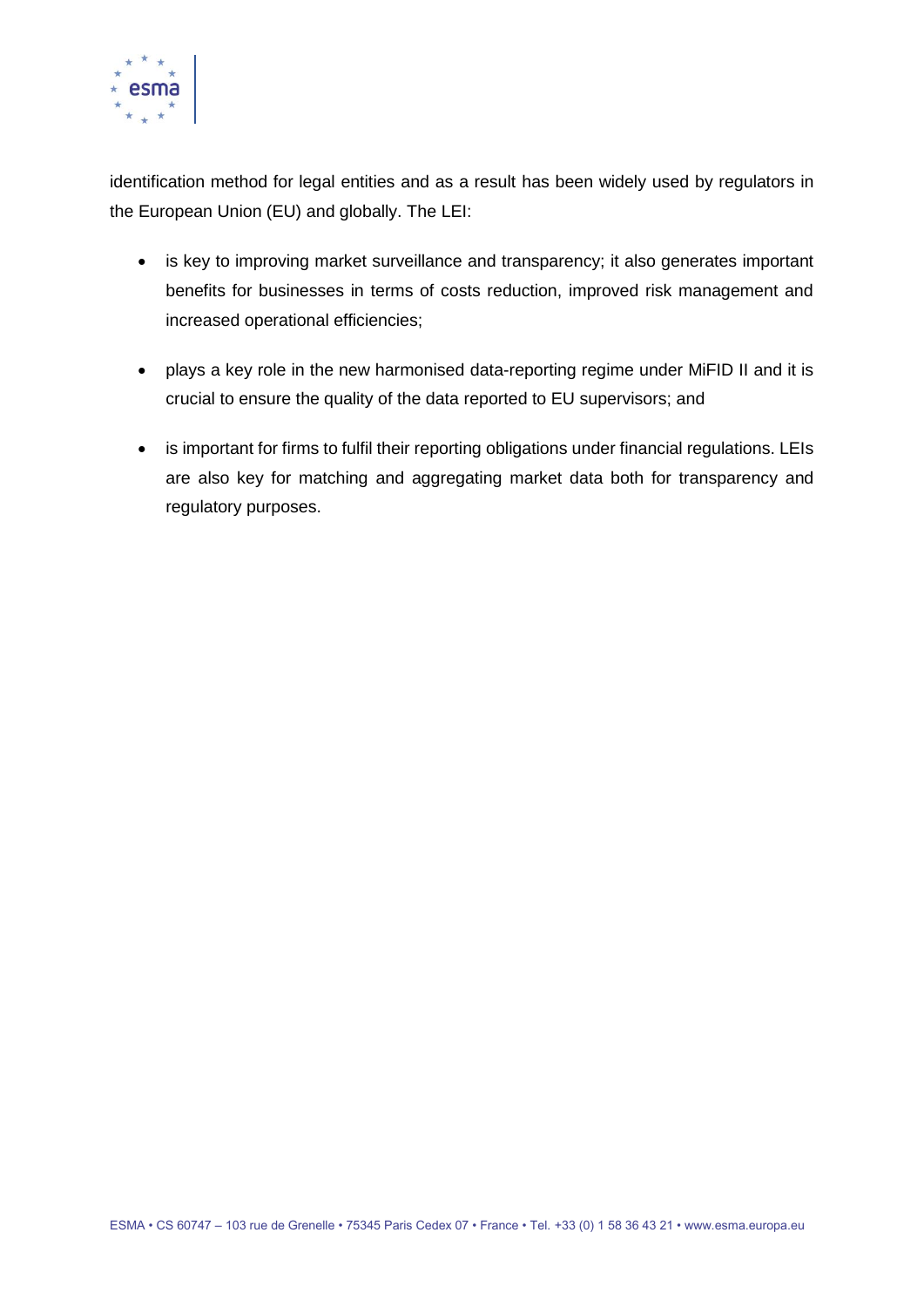identification method for legal entities and as a result has been widely used by regulators in the European Union (EU) and globally. The LEI:

- is key to improving market surveillance and transparency; it also generates important benefits for businesses in terms of costs reduction, improved risk management and increased operational efficiencies;
- plays a key role in the new harmonised data-reporting regime under MiFID II and it is crucial to ensure the quality of the data reported to EU supervisors; and
- is important for firms to fulfil their reporting obligations under financial regulations. LEIs are also key for matching and aggregating market data both for transparency and regulatory purposes.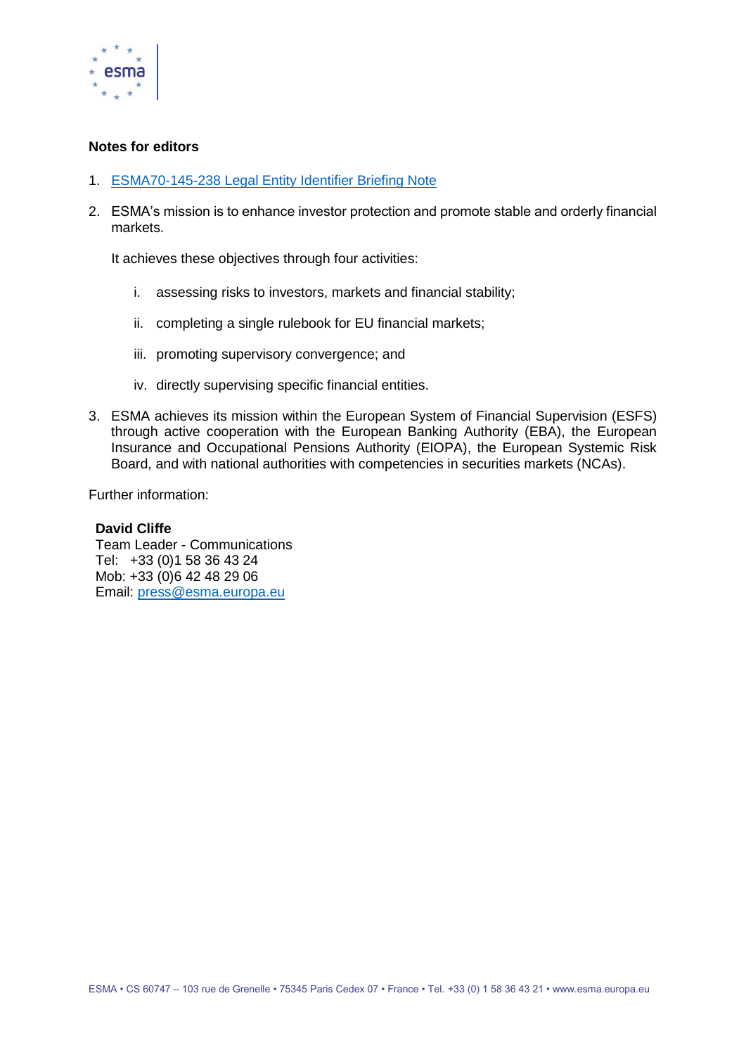**Notes for editors**

1. [ESMA70-145-238 Legal Entity Identifier Briefing Note]()
2. ESMA's mission is to enhance investor protection and promote stable and orderly financial markets.

   It achieves these objectives through four activities:

   i. assessing risks to investors, markets and financial stability;

   ii. completing a single rulebook for EU financial markets;

   iii. promoting supervisory convergence; and

   iv. directly supervising specific financial entities.

3. ESMA achieves its mission within the European System of Financial Supervision (ESFS) through active cooperation with the European Banking Authority (EBA), the European Insurance and Occupational Pensions Authority (EIOPA), the European Systemic Risk Board, and with national authorities with competencies in securities markets (NCAs).

Further information:

**David Cliffe**
Team Leader - Communications
Tel: +33 (0)1 58 36 43 24
Mob: +33 (0)6 42 48 29 06
Email: press@esma.europa.eu

ESMA • CS 60747 – 103 rue de Grenelle • 75345 Paris Cedex 07 • France • Tel. +33 (0) 1 58 36 43 21 • www.esma.europa.eu